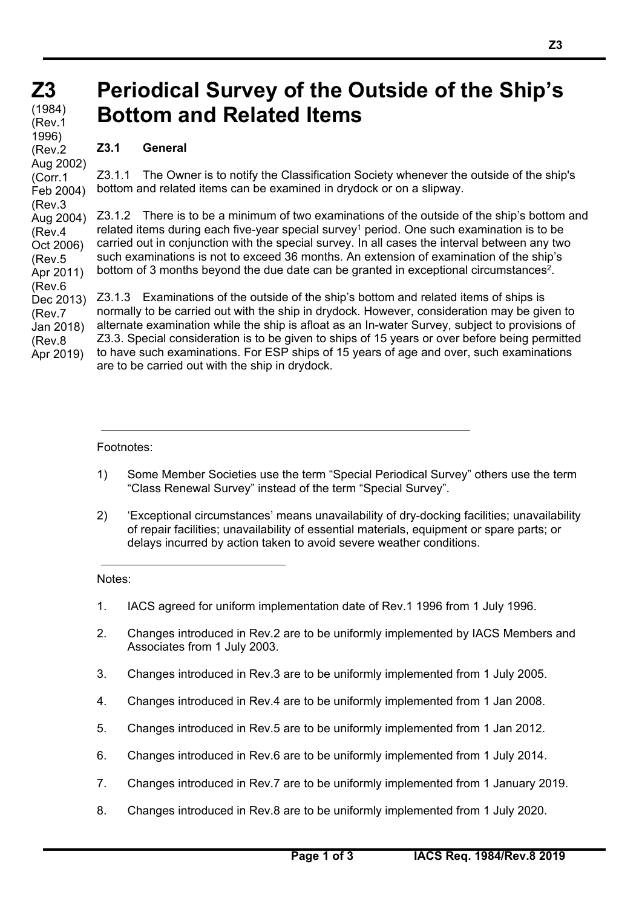# Z3 Periodical Survey of the Outside of the Ship's Bottom and Related Items

(1984)
(Rev.1 1996)
(Rev.2 Aug 2002)
(Corr.1 Feb 2004)
(Rev.3 Aug 2004)
(Rev.4 Oct 2006)
(Rev.5 Apr 2011)
(Rev.6 Dec 2013)
(Rev.7 Jan 2018)
(Rev.8 Apr 2019)

## Z3.1 General

Z3.1.1 The Owner is to notify the Classification Society whenever the outside of the ship's bottom and related items can be examined in drydock or on a slipway.

Z3.1.2 There is to be a minimum of two examinations of the outside of the ship's bottom and related items during each five-year special survey[1] period. One such examination is to be carried out in conjunction with the special survey. In all cases the interval between any two such examinations is not to exceed 36 months. An extension of examination of the ship's bottom of 3 months beyond the due date can be granted in exceptional circumstances[2].

Z3.1.3 Examinations of the outside of the ship's bottom and related items of ships is normally to be carried out with the ship in drydock. However, consideration may be given to alternate examination while the ship is afloat as an In-water Survey, subject to provisions of Z3.3. Special consideration is to be given to ships of 15 years or over before being permitted to have such examinations. For ESP ships of 15 years of age and over, such examinations are to be carried out with the ship in drydock.

---

Footnotes:

1) Some Member Societies use the term "Special Periodical Survey" others use the term "Class Renewal Survey" instead of the term "Special Survey".

2) 'Exceptional circumstances' means unavailability of dry-docking facilities; unavailability of repair facilities; unavailability of essential materials, equipment or spare parts; or delays incurred by action taken to avoid severe weather conditions.

---

Notes:

1. IACS agreed for uniform implementation date of Rev.1 1996 from 1 July 1996.

2. Changes introduced in Rev.2 are to be uniformly implemented by IACS Members and Associates from 1 July 2003.

3. Changes introduced in Rev.3 are to be uniformly implemented from 1 July 2005.

4. Changes introduced in Rev.4 are to be uniformly implemented from 1 Jan 2008.

5. Changes introduced in Rev.5 are to be uniformly implemented from 1 Jan 2012.

6. Changes introduced in Rev.6 are to be uniformly implemented from 1 July 2014.

7. Changes introduced in Rev.7 are to be uniformly implemented from 1 January 2019.

8. Changes introduced in Rev.8 are to be uniformly implemented from 1 July 2020.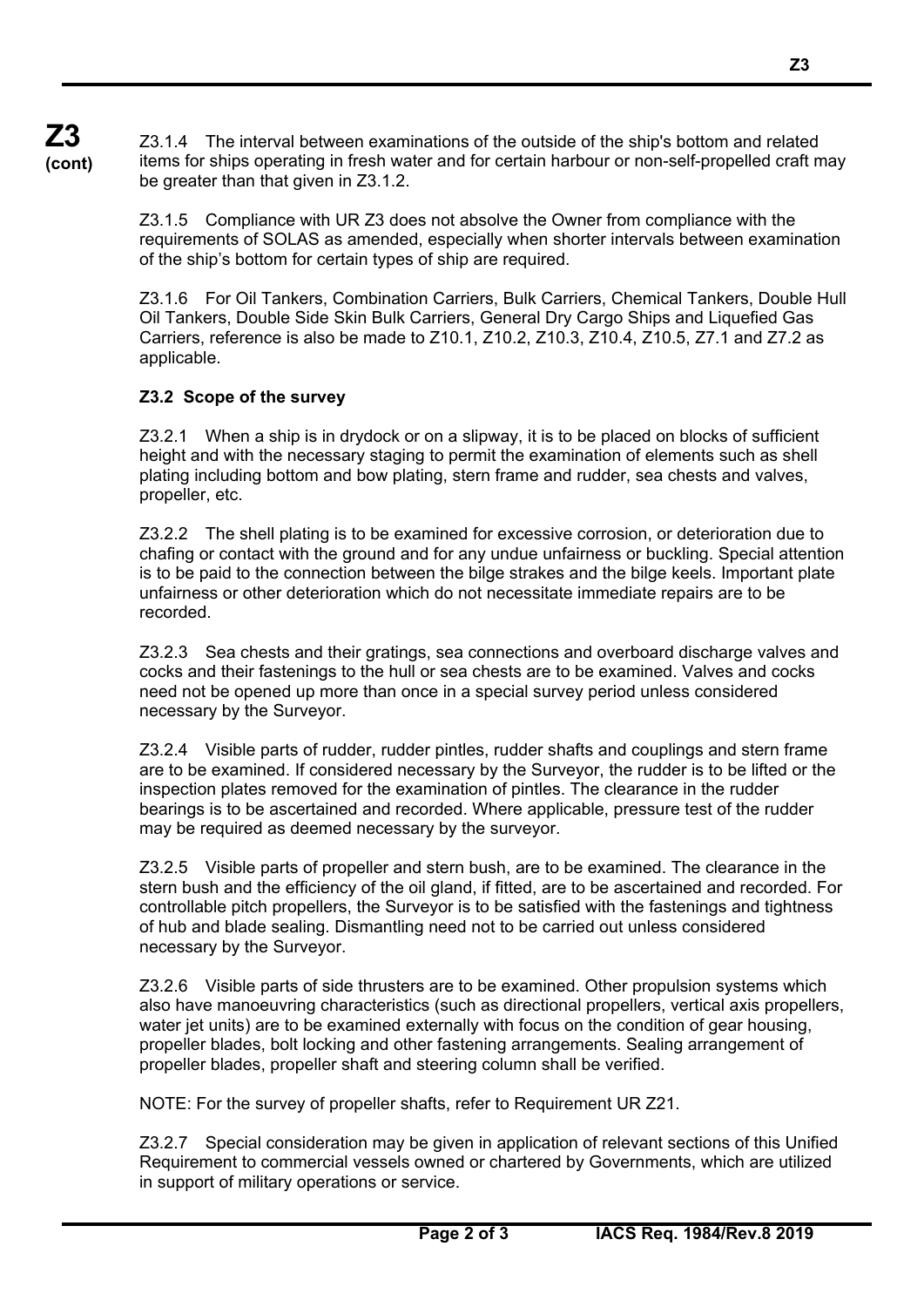Z3.1.4 The interval between examinations of the outside of the ship's bottom and related items for ships operating in fresh water and for certain harbour or non-self-propelled craft may be greater than that given in Z3.1.2.

Z3.1.5 Compliance with UR Z3 does not absolve the Owner from compliance with the requirements of SOLAS as amended, especially when shorter intervals between examination of the ship's bottom for certain types of ship are required.

Z3.1.6 For Oil Tankers, Combination Carriers, Bulk Carriers, Chemical Tankers, Double Hull Oil Tankers, Double Side Skin Bulk Carriers, General Dry Cargo Ships and Liquefied Gas Carriers, reference is also be made to Z10.1, Z10.2, Z10.3, Z10.4, Z10.5, Z7.1 and Z7.2 as applicable.

**Z3.2 Scope of the survey**

Z3.2.1 When a ship is in drydock or on a slipway, it is to be placed on blocks of sufficient height and with the necessary staging to permit the examination of elements such as shell plating including bottom and bow plating, stern frame and rudder, sea chests and valves, propeller, etc.

Z3.2.2 The shell plating is to be examined for excessive corrosion, or deterioration due to chafing or contact with the ground and for any undue unfairness or buckling. Special attention is to be paid to the connection between the bilge strakes and the bilge keels. Important plate unfairness or other deterioration which do not necessitate immediate repairs are to be recorded.

Z3.2.3 Sea chests and their gratings, sea connections and overboard discharge valves and cocks and their fastenings to the hull or sea chests are to be examined. Valves and cocks need not be opened up more than once in a special survey period unless considered necessary by the Surveyor.

Z3.2.4 Visible parts of rudder, rudder pintles, rudder shafts and couplings and stern frame are to be examined. If considered necessary by the Surveyor, the rudder is to be lifted or the inspection plates removed for the examination of pintles. The clearance in the rudder bearings is to be ascertained and recorded. Where applicable, pressure test of the rudder may be required as deemed necessary by the surveyor.

Z3.2.5 Visible parts of propeller and stern bush, are to be examined. The clearance in the stern bush and the efficiency of the oil gland, if fitted, are to be ascertained and recorded. For controllable pitch propellers, the Surveyor is to be satisfied with the fastenings and tightness of hub and blade sealing. Dismantling need not to be carried out unless considered necessary by the Surveyor.

Z3.2.6 Visible parts of side thrusters are to be examined. Other propulsion systems which also have manoeuvring characteristics (such as directional propellers, vertical axis propellers, water jet units) are to be examined externally with focus on the condition of gear housing, propeller blades, bolt locking and other fastening arrangements. Sealing arrangement of propeller blades, propeller shaft and steering column shall be verified.

NOTE: For the survey of propeller shafts, refer to Requirement UR Z21.

Z3.2.7 Special consideration may be given in application of relevant sections of this Unified Requirement to commercial vessels owned or chartered by Governments, which are utilized in support of military operations or service.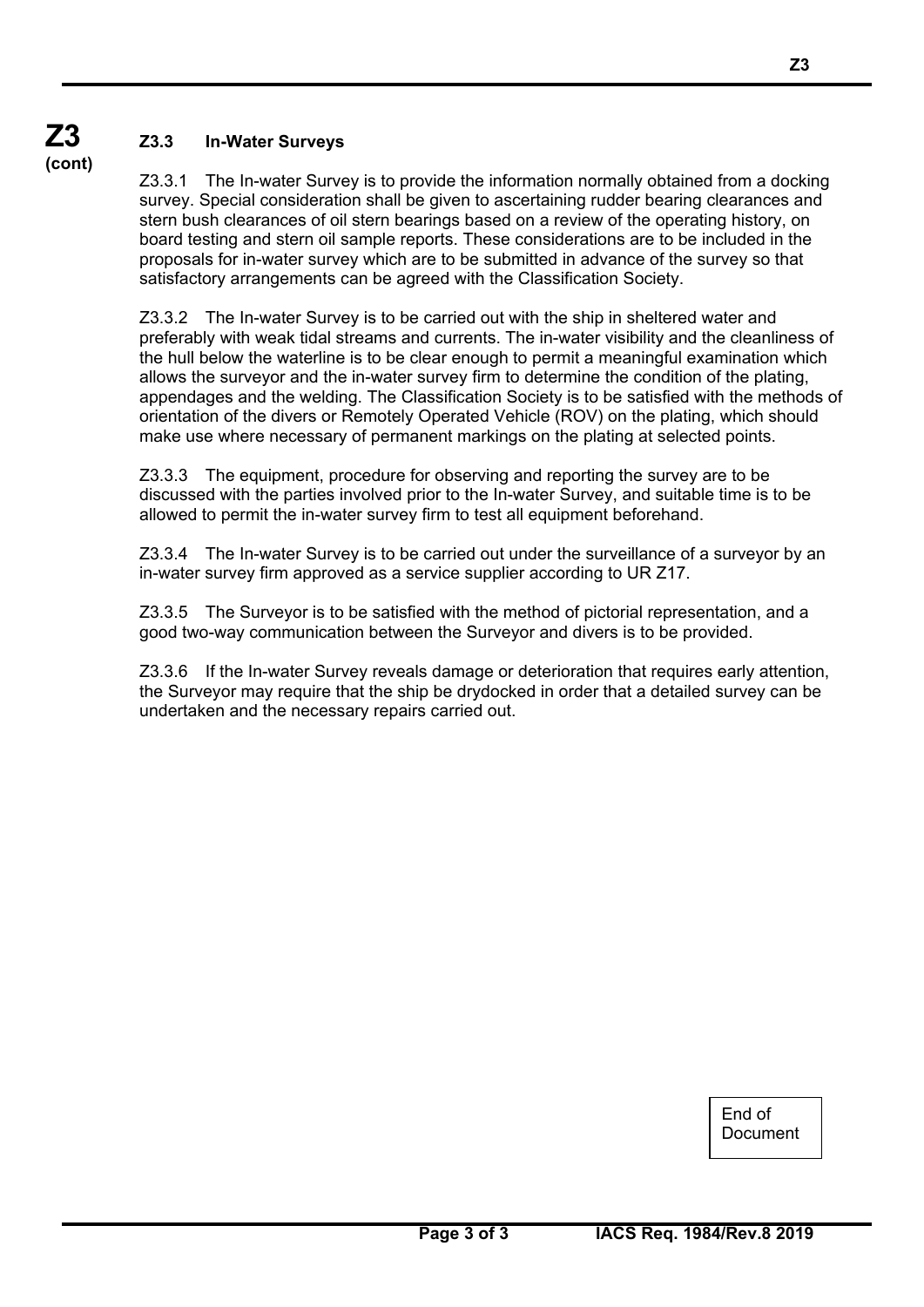### Z3.3 In-Water Surveys

Z3.3.1 The In-water Survey is to provide the information normally obtained from a docking survey. Special consideration shall be given to ascertaining rudder bearing clearances and stern bush clearances of oil stern bearings based on a review of the operating history, on board testing and stern oil sample reports. These considerations are to be included in the proposals for in-water survey which are to be submitted in advance of the survey so that satisfactory arrangements can be agreed with the Classification Society.

Z3.3.2 The In-water Survey is to be carried out with the ship in sheltered water and preferably with weak tidal streams and currents. The in-water visibility and the cleanliness of the hull below the waterline is to be clear enough to permit a meaningful examination which allows the surveyor and the in-water survey firm to determine the condition of the plating, appendages and the welding. The Classification Society is to be satisfied with the methods of orientation of the divers or Remotely Operated Vehicle (ROV) on the plating, which should make use where necessary of permanent markings on the plating at selected points.

Z3.3.3 The equipment, procedure for observing and reporting the survey are to be discussed with the parties involved prior to the In-water Survey, and suitable time is to be allowed to permit the in-water survey firm to test all equipment beforehand.

Z3.3.4 The In-water Survey is to be carried out under the surveillance of a surveyor by an in-water survey firm approved as a service supplier according to UR Z17.

Z3.3.5 The Surveyor is to be satisfied with the method of pictorial representation, and a good two-way communication between the Surveyor and divers is to be provided.

Z3.3.6 If the In-water Survey reveals damage or deterioration that requires early attention, the Surveyor may require that the ship be drydocked in order that a detailed survey can be undertaken and the necessary repairs carried out.

End of Document